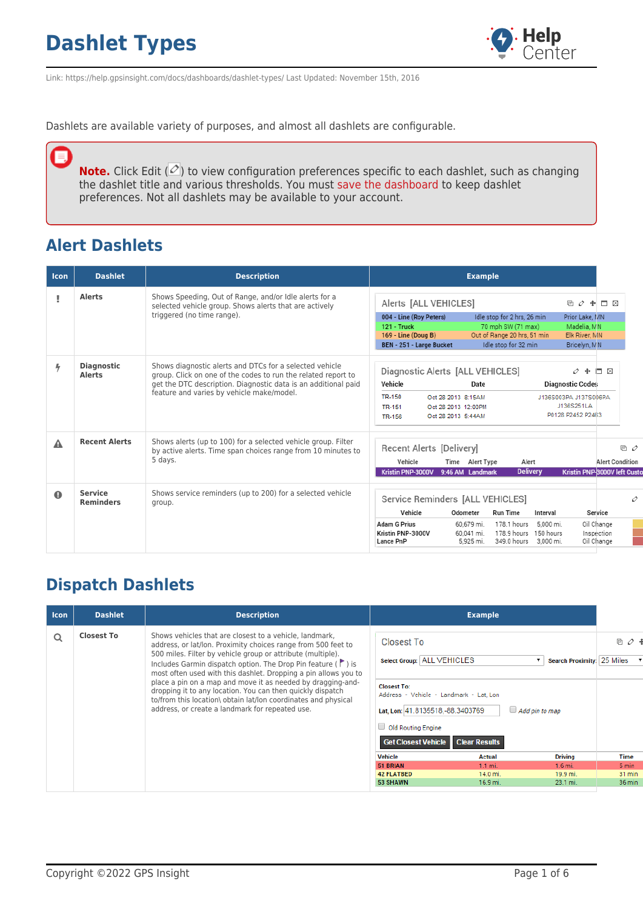# Dashlet Types

Link: https://help.gpsinsight.com/docs/dashboards/dashlet-types/ Last Updated: November 15th, 2016

Dashlets are available variety of purposes, and almost all dashlets are configurable.

> **Note.** Click Edit ( ) to view configuration preferences specific to each dashlet, such as changing the dashlet title and various thresholds. You must save the dashboard to keep dashlet preferences. Not all dashlets may be available to your account.

## Alert Dashlets

| Icon | Dashlet | Description | Example |
|---|---|---|---|
| ! | **Alerts** | Shows Speeding, Out of Range, and/or Idle alerts for a selected vehicle group. Shows alerts that are actively triggered (no time range). | |
| | **Diagnostic Alerts** | Shows diagnostic alerts and DTCs for a selected vehicle group. Click on one of the codes to run the related report to get the DTC description. Diagnostic data is an additional paid feature and varies by vehicle make/model. | |
| | **Recent Alerts** | Shows alerts (up to 100) for a selected vehicle group. Filter by active alerts. Time span choices range from 10 minutes to 5 days. | |
| | **Service Reminders** | Shows service reminders (up to 200) for a selected vehicle group. | |

## Dispatch Dashlets

| Icon | Dashlet | Description | Example |
|---|---|---|---|
| | **Closest To** | Shows vehicles that are closest to a vehicle, landmark, address, or lat/lon. Proximity choices range from 500 feet to 500 miles. Filter by vehicle group or attribute (multiple). Includes Garmin dispatch option. The Drop Pin feature ( ) is most often used with this dashlet. Dropping a pin allows you to place a pin on a map and move it as needed by dragging-and-dropping it to any location. You can then quickly dispatch to/from this location\ obtain lat/lon coordinates and physical address, or create a landmark for repeated use. | |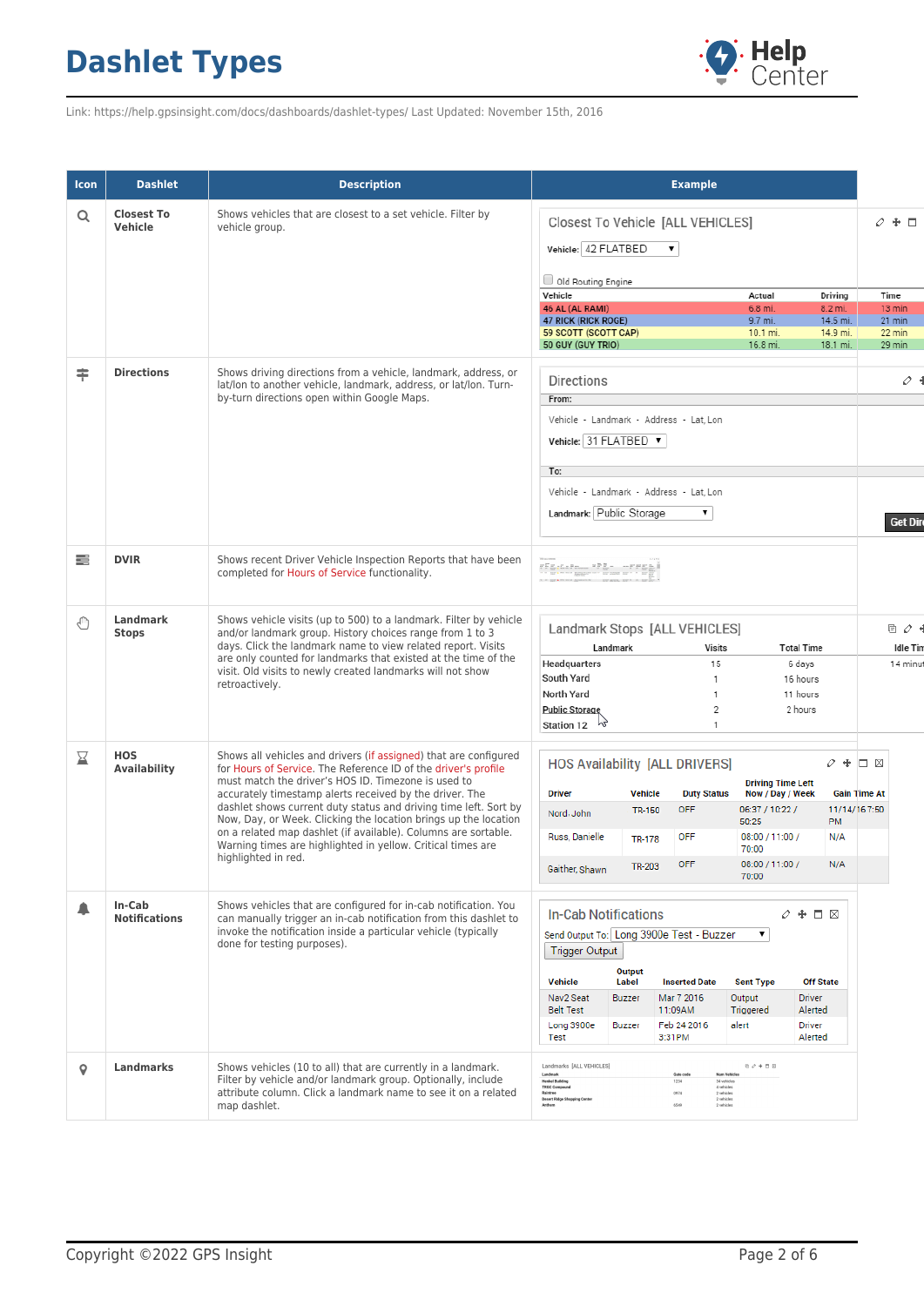# Dashlet Types

Link: https://help.gpsinsight.com/docs/dashboards/dashlet-types/ Last Updated: November 15th, 2016

| Icon | Dashlet | Description | Example |
|---|---|---|---|
| | **Closest To Vehicle** | Shows vehicles that are closest to a set vehicle. Filter by vehicle group. | |
| | **Directions** | Shows driving directions from a vehicle, landmark, address, or lat/lon to another vehicle, landmark, address, or lat/lon. Turn-by-turn directions open within Google Maps. | |
| | **DVIR** | Shows recent Driver Vehicle Inspection Reports that have been completed for Hours of Service functionality. | |
| | **Landmark Stops** | Shows vehicle visits (up to 500) to a landmark. Filter by vehicle and/or landmark group. History choices range from 1 to 3 days. Click the landmark name to view related report. Visits are only counted for landmarks that existed at the time of the visit. Old visits to newly created landmarks will not show retroactively. | |
| | **HOS Availability** | Shows all vehicles and drivers (if assigned) that are configured for Hours of Service. The Reference ID of the driver's profile must match the driver's HOS ID. Timezone is used to accurately timestamp alerts received by the driver. The dashlet shows current duty status and driving time left. Sort by Now, Day, or Week. Clicking the location brings up the location on a related map dashlet (if available). Columns are sortable. Warning times are highlighted in yellow. Critical times are highlighted in red. | |
| | **In-Cab Notifications** | Shows vehicles that are configured for in-cab notification. You can manually trigger an in-cab notification from this dashlet to invoke the notification inside a particular vehicle (typically done for testing purposes). | |
| | **Landmarks** | Shows vehicles (10 to all) that are currently in a landmark. Filter by vehicle and/or landmark group. Optionally, include attribute column. Click a landmark name to see it on a related map dashlet. | |

Copyright ©2022 GPS Insight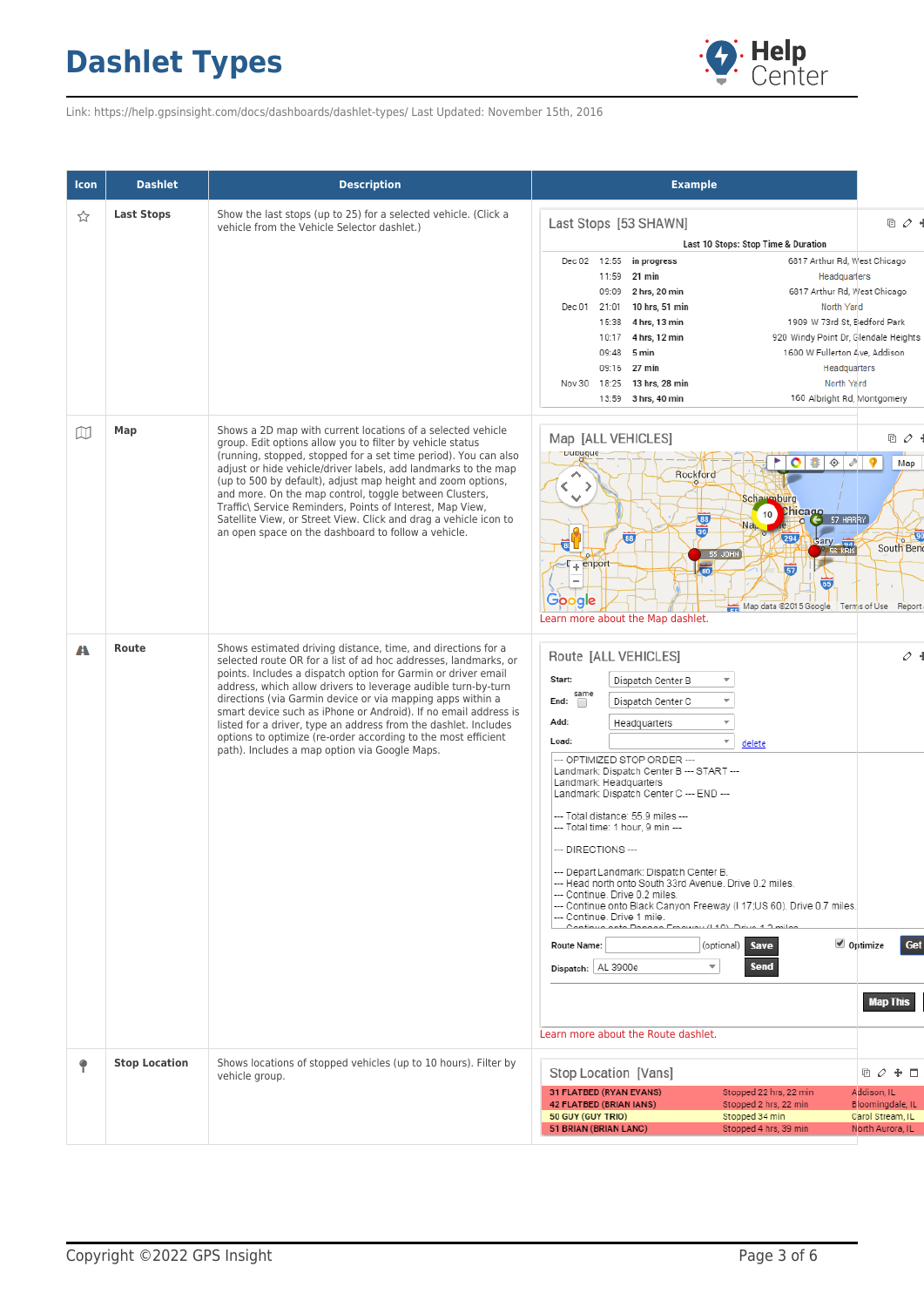# Dashlet Types

Link: https://help.gpsinsight.com/docs/dashboards/dashlet-types/ Last Updated: November 15th, 2016

| Icon | Dashlet | Description | Example |
|---|---|---|---|
| | **Last Stops** | Show the last stops (up to 25) for a selected vehicle. (Click a vehicle from the Vehicle Selector dashlet.) | |
| | **Map** | Shows a 2D map with current locations of a selected vehicle group. Edit options allow you to filter by vehicle status (running, stopped, stopped for a set time period). You can also adjust or hide vehicle/driver labels, add landmarks to the map (up to 500 by default), adjust map height and zoom options, and more. On the map control, toggle between Clusters, Traffic\ Service Reminders, Points of Interest, Map View, Satellite View, or Street View. Click and drag a vehicle icon to an open space on the dashboard to follow a vehicle. | Learn more about the Map dashlet. |
| | **Route** | Shows estimated driving distance, time, and directions for a selected route OR for a list of ad hoc addresses, landmarks, or points. Includes a dispatch option for Garmin or driver email address, which allow drivers to leverage audible turn-by-turn directions (via Garmin device or via mapping apps within a smart device such as iPhone or Android). If no email address is listed for a driver, type an address from the dashlet. Includes options to optimize (re-order according to the most efficient path). Includes a map option via Google Maps. | Learn more about the Route dashlet. |
| | **Stop Location** | Shows locations of stopped vehicles (up to 10 hours). Filter by vehicle group. | |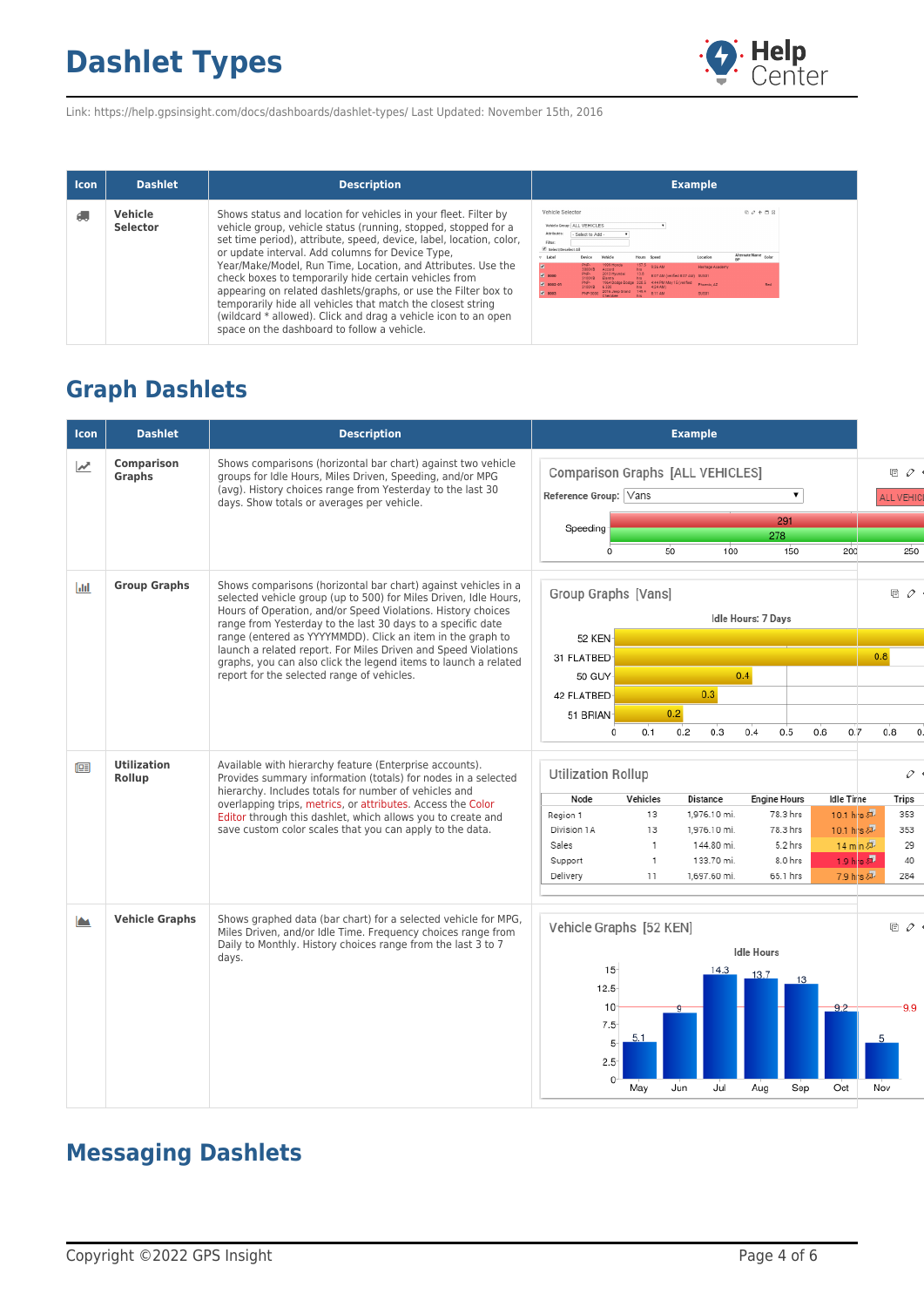# Dashlet Types

Link: https://help.gpsinsight.com/docs/dashboards/dashlet-types/ Last Updated: November 15th, 2016

| Icon | Dashlet | Description | Example |
| --- | --- | --- | --- |
| | **Vehicle Selector** | Shows status and location for vehicles in your fleet. Filter by vehicle group, vehicle status (running, stopped, stopped for a set time period), attribute, speed, device, label, location, color, or update interval. Add columns for Device Type, Year/Make/Model, Run Time, Location, and Attributes. Use the check boxes to temporarily hide certain vehicles from appearing on related dashlets/graphs, or use the Filter box to temporarily hide all vehicles that match the closest string (wildcard * allowed). Click and drag a vehicle icon to an open space on the dashboard to follow a vehicle. | |

## Graph Dashlets

| Icon | Dashlet | Description | Example |
| --- | --- | --- | --- |
| | **Comparison Graphs** | Shows comparisons (horizontal bar chart) against two vehicle groups for Idle Hours, Miles Driven, Speeding, and/or MPG (avg). History choices range from Yesterday to the last 30 days. Show totals or averages per vehicle. | |
| | **Group Graphs** | Shows comparisons (horizontal bar chart) against vehicles in a selected vehicle group (up to 500) for Miles Driven, Idle Hours, Hours of Operation, and/or Speed Violations. History choices range from Yesterday to the last 30 days to a specific date range (entered as YYYYMMDD). Click an item in the graph to launch a related report. For Miles Driven and Speed Violations graphs, you can also click the legend items to launch a related report for the selected range of vehicles. | |
| | **Utilization Rollup** | Available with hierarchy feature (Enterprise accounts). Provides summary information (totals) for nodes in a selected hierarchy. Includes totals for number of vehicles and overlapping trips, metrics, or attributes. Access the Color Editor through this dashlet, which allows you to create and save custom color scales that you can apply to the data. | |
| | **Vehicle Graphs** | Shows graphed data (bar chart) for a selected vehicle for MPG, Miles Driven, and/or Idle Time. Frequency choices range from Daily to Monthly. History choices range from the last 3 to 7 days. | |

## Messaging Dashlets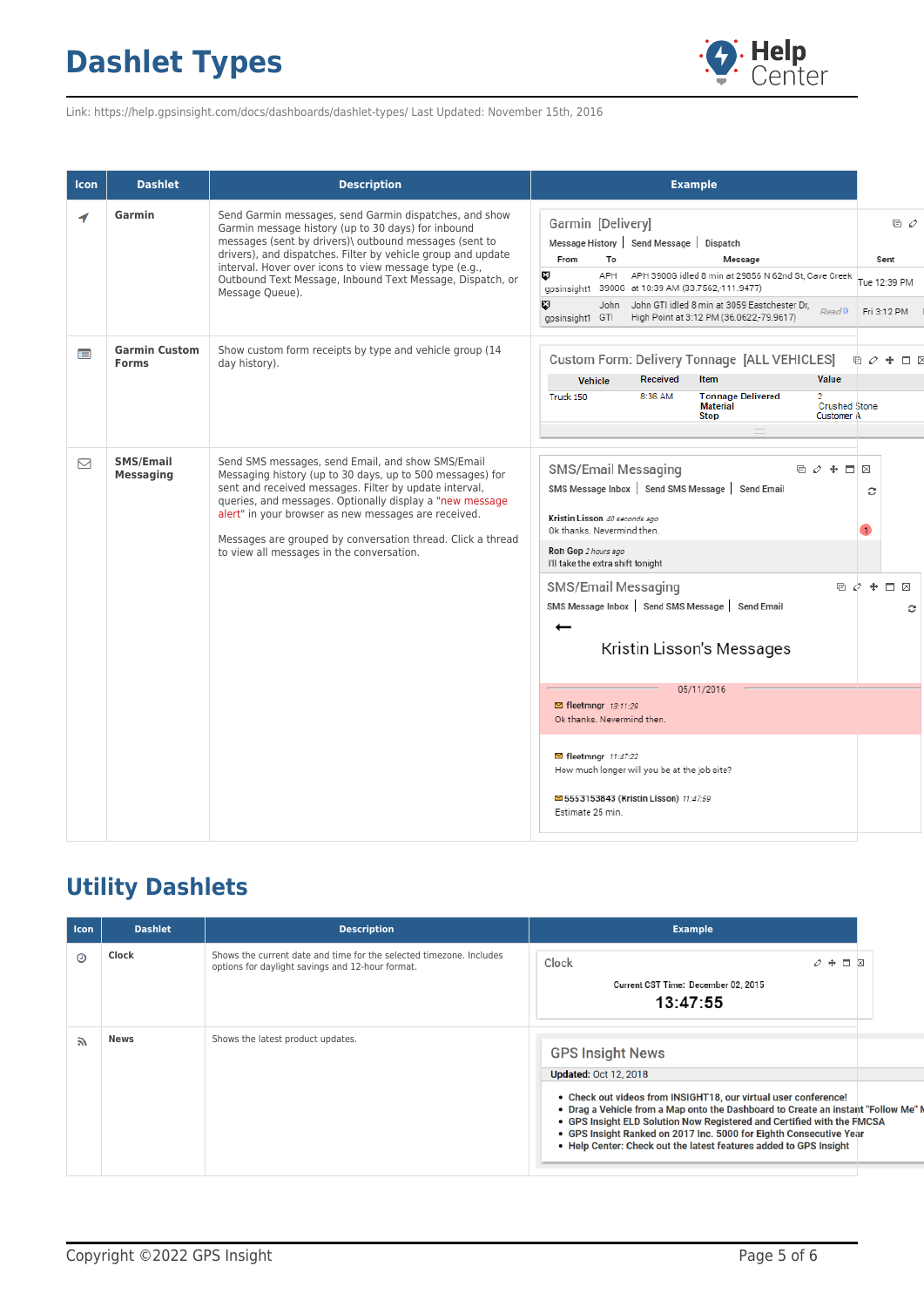# Dashlet Types

Link: https://help.gpsinsight.com/docs/dashboards/dashlet-types/ Last Updated: November 15th, 2016

| Icon | Dashlet | Description | Example |
|---|---|---|---|
| | **Garmin** | Send Garmin messages, send Garmin dispatches, and show Garmin message history (up to 30 days) for inbound messages (sent by drivers)\ outbound messages (sent to drivers), and dispatches. Filter by vehicle group and update interval. Hover over icons to view message type (e.g., Outbound Text Message, Inbound Text Message, Dispatch, or Message Queue). | |
| | **Garmin Custom Forms** | Show custom form receipts by type and vehicle group (14 day history). | |
| | **SMS/Email Messaging** | Send SMS messages, send Email, and show SMS/Email Messaging history (up to 30 days, up to 500 messages) for sent and received messages. Filter by update interval, queries, and messages. Optionally display a "new message alert" in your browser as new messages are received.<br><br>Messages are grouped by conversation thread. Click a thread to view all messages in the conversation. | |

## Utility Dashlets

| Icon | Dashlet | Description | Example |
|---|---|---|---|
| | **Clock** | Shows the current date and time for the selected timezone. Includes options for daylight savings and 12-hour format. | |
| | **News** | Shows the latest product updates. | |

Copyright ©2022 GPS Insight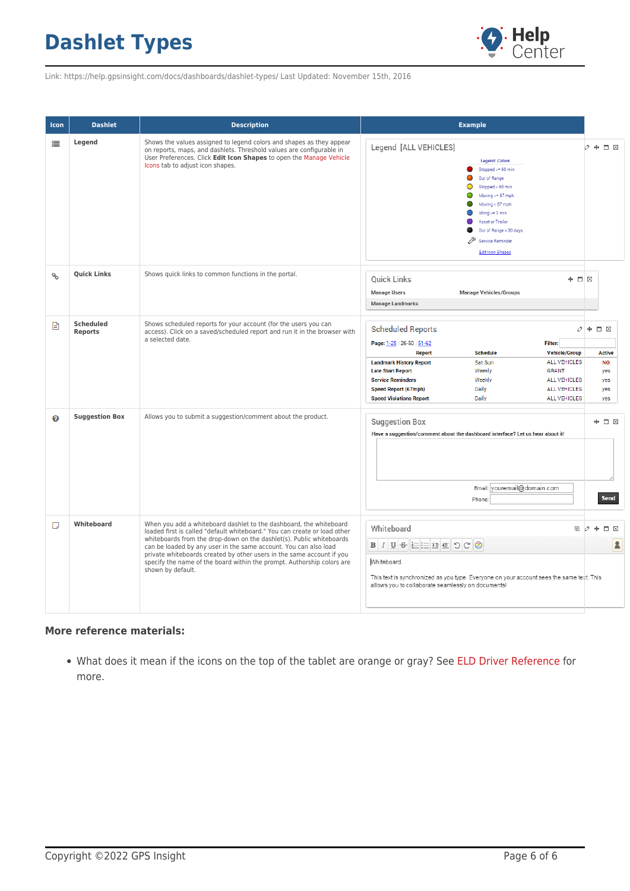# Dashlet Types

Link: https://help.gpsinsight.com/docs/dashboards/dashlet-types/ Last Updated: November 15th, 2016

| Icon | Dashlet | Description | Example |
|---|---|---|---|
| | **Legend** | Shows the values assigned to legend colors and shapes as they appear on reports, maps, and dashlets. Threshold values are configurable in User Preferences. Click **Edit Icon Shapes** to open the Manage Vehicle Icons tab to adjust icon shapes. | Legend [ALL VEHICLES] Legend: Colors Stopped >= 60 min Out of Range Stopped < 60 min Moving >= 67 mph Moving < 67 mph Idling >= 3 min Asset or Trailer Out of Range > 30 days Service Reminder Edit Icon Shapes |
| | **Quick Links** | Shows quick links to common functions in the portal. | Quick Links Manage Users Manage Vehicles/Groups Manage Landmarks |
| | **Scheduled Reports** | Shows scheduled reports for your account (for the users you can access). Click on a saved/scheduled report and run it in the browser with a selected date. | Scheduled Reports Page: 1-25 \| 26-50 \| 51-62 Filter: Report / Schedule / Vehicle/Group / Active: Landmark History Report, Sat Sun, ALL VEHICLES, NO; Late Start Report, Weekly, GRANT, yes; Service Reminders, Weekly, ALL VEHICLES, yes; Speed Report (67mph), Daily, ALL VEHICLES, yes; Speed Violations Report, Daily, ALL VEHICLES, yes |
| | **Suggestion Box** | Allows you to submit a suggestion/comment about the product. | Suggestion Box Have a suggestion/comment about the dashboard interface? Let us hear about it! Email: youremail@domain.com Phone: Send |
| | **Whiteboard** | When you add a whiteboard dashlet to the dashboard, the whiteboard loaded first is called "default whiteboard." You can create or load other whiteboards from the drop-down on the dashlet(s). Public whiteboards can be loaded by any user in the same account. You can also load private whiteboards created by other users in the same account if you specify the name of the board within the prompt. Authorship colors are shown by default. | Whiteboard Whiteboard. This text is synchronized as you type. Everyone on your account sees the same text. This allows you to collaborate seamlessly on documents! |

### More reference materials:

- What does it mean if the icons on the top of the tablet are orange or gray? See ELD Driver Reference for more.

Copyright ©2022 GPS Insight